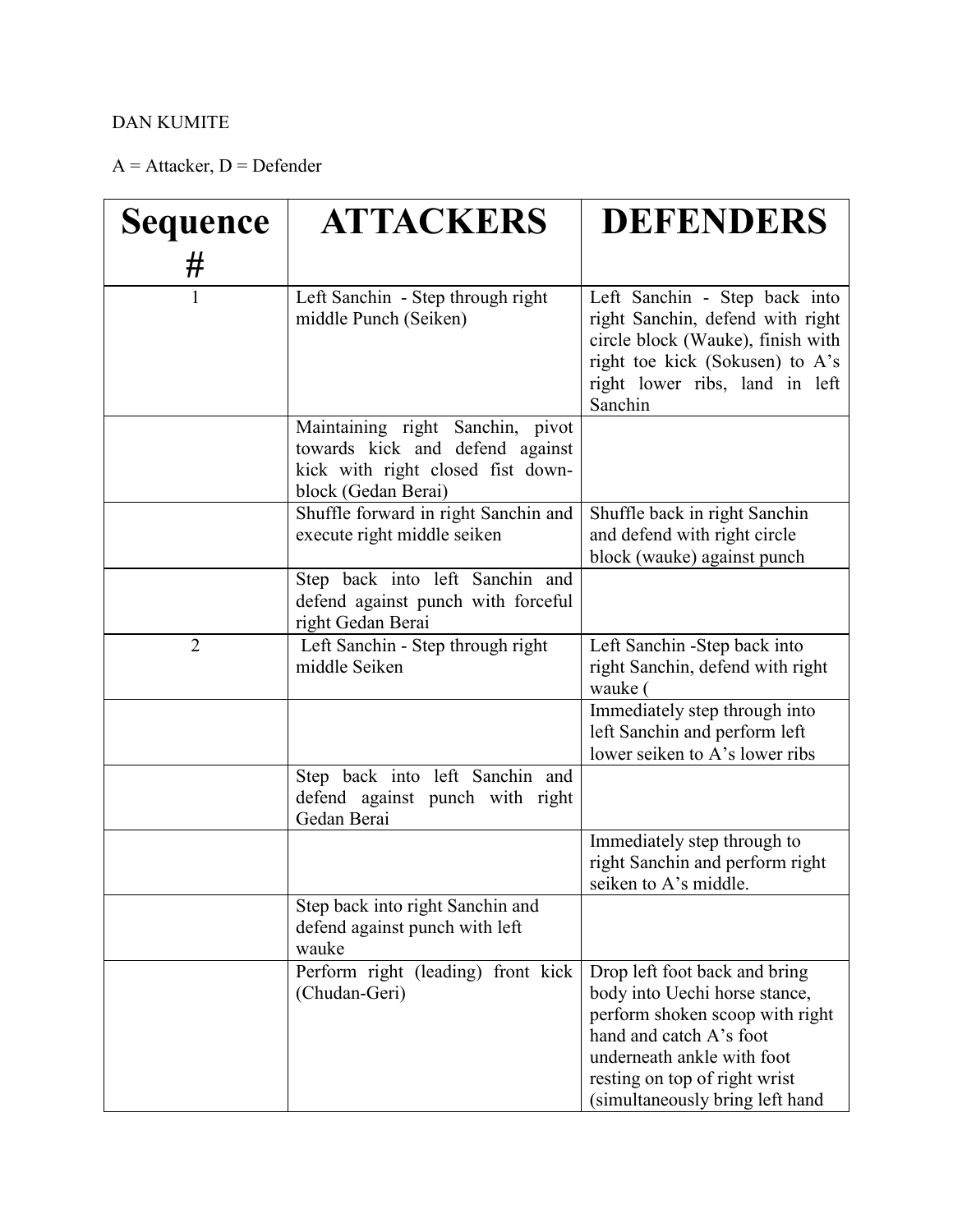DAN KUMITE

A = Attacker, D = Defender

| Sequence # | ATTACKERS | DEFENDERS |
|---|---|---|
| 1 | Left Sanchin - Step through right middle Punch (Seiken) | Left Sanchin - Step back into right Sanchin, defend with right circle block (Wauke), finish with right toe kick (Sokusen) to A's right lower ribs, land in left Sanchin |
| | Maintaining right Sanchin, pivot towards kick and defend against kick with right closed fist down-block (Gedan Berai) | |
| | Shuffle forward in right Sanchin and execute right middle seiken | Shuffle back in right Sanchin and defend with right circle block (wauke) against punch |
| | Step back into left Sanchin and defend against punch with forceful right Gedan Berai | |
| 2 | Left Sanchin - Step through right middle Seiken | Left Sanchin -Step back into right Sanchin, defend with right wauke ( |
| | | Immediately step through into left Sanchin and perform left lower seiken to A's lower ribs |
| | Step back into left Sanchin and defend against punch with right Gedan Berai | |
| | | Immediately step through to right Sanchin and perform right seiken to A's middle. |
| | Step back into right Sanchin and defend against punch with left wauke | |
| | Perform right (leading) front kick (Chudan-Geri) | Drop left foot back and bring body into Uechi horse stance, perform shoken scoop with right hand and catch A's foot underneath ankle with foot resting on top of right wrist (simultaneously bring left hand |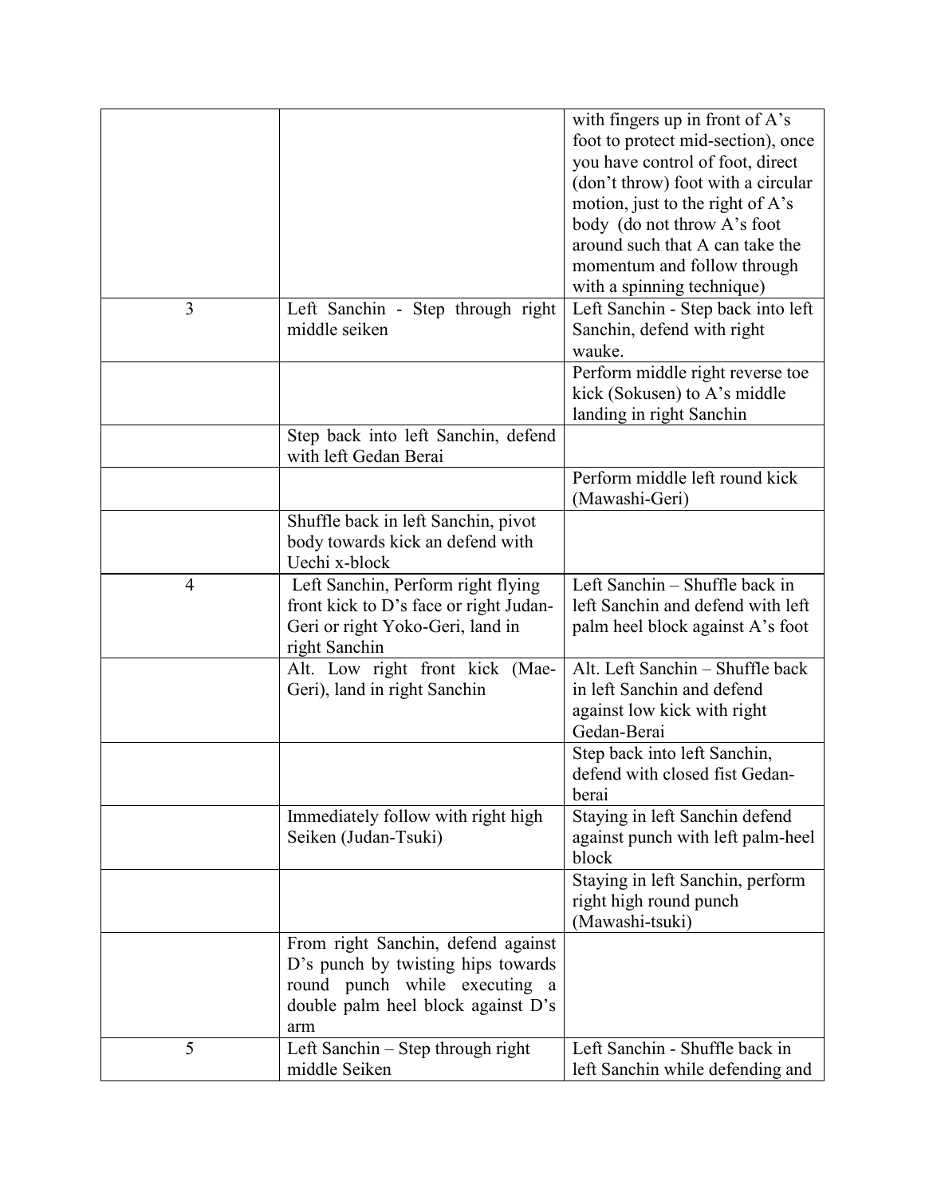| | | |
|---|---|---|
| | | with fingers up in front of A's foot to protect mid-section), once you have control of foot, direct (don't throw) foot with a circular motion, just to the right of A's body (do not throw A's foot around such that A can take the momentum and follow through with a spinning technique) |
| 3 | Left Sanchin - Step through right middle seiken | Left Sanchin - Step back into left Sanchin, defend with right wauke. |
| | | Perform middle right reverse toe kick (Sokusen) to A's middle landing in right Sanchin |
| | Step back into left Sanchin, defend with left Gedan Berai | |
| | | Perform middle left round kick (Mawashi-Geri) |
| | Shuffle back in left Sanchin, pivot body towards kick an defend with Uechi x-block | |
| 4 | Left Sanchin, Perform right flying front kick to D's face or right Judan-Geri or right Yoko-Geri, land in right Sanchin | Left Sanchin – Shuffle back in left Sanchin and defend with left palm heel block against A's foot |
| | Alt. Low right front kick (Mae-Geri), land in right Sanchin | Alt. Left Sanchin – Shuffle back in left Sanchin and defend against low kick with right Gedan-Berai |
| | | Step back into left Sanchin, defend with closed fist Gedan-berai |
| | Immediately follow with right high Seiken (Judan-Tsuki) | Staying in left Sanchin defend against punch with left palm-heel block |
| | | Staying in left Sanchin, perform right high round punch (Mawashi-tsuki) |
| | From right Sanchin, defend against D's punch by twisting hips towards round punch while executing a double palm heel block against D's arm | |
| 5 | Left Sanchin – Step through right middle Seiken | Left Sanchin - Shuffle back in left Sanchin while defending and |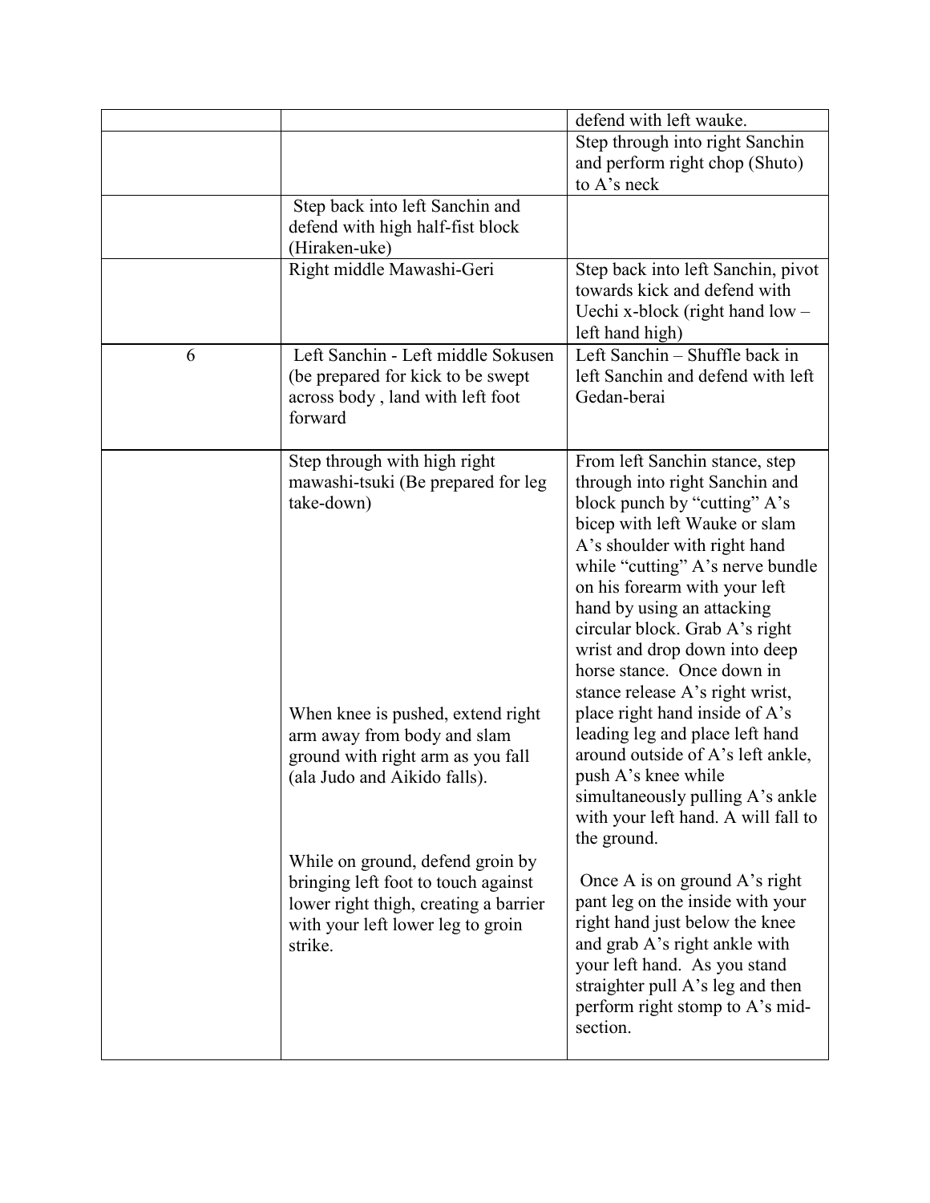| | | |
|---|---|---|
| | | defend with left wauke. |
| | | Step through into right Sanchin and perform right chop (Shuto) to A's neck |
| | Step back into left Sanchin and defend with high half-fist block (Hiraken-uke) | |
| | Right middle Mawashi-Geri | Step back into left Sanchin, pivot towards kick and defend with Uechi x-block (right hand low – left hand high) |
| 6 | Left Sanchin - Left middle Sokusen (be prepared for kick to be swept across body , land with left foot forward | Left Sanchin – Shuffle back in left Sanchin and defend with left Gedan-berai |
| | Step through with high right mawashi-tsuki (Be prepared for leg take-down)<br><br>When knee is pushed, extend right arm away from body and slam ground with right arm as you fall (ala Judo and Aikido falls).<br><br>While on ground, defend groin by bringing left foot to touch against lower right thigh, creating a barrier with your left lower leg to groin strike. | From left Sanchin stance, step through into right Sanchin and block punch by "cutting" A's bicep with left Wauke or slam A's shoulder with right hand while "cutting" A's nerve bundle on his forearm with your left hand by using an attacking circular block. Grab A's right wrist and drop down into deep horse stance. Once down in stance release A's right wrist, place right hand inside of A's leading leg and place left hand around outside of A's left ankle, push A's knee while simultaneously pulling A's ankle with your left hand. A will fall to the ground.<br><br>Once A is on ground A's right pant leg on the inside with your right hand just below the knee and grab A's right ankle with your left hand. As you stand straighter pull A's leg and then perform right stomp to A's mid-section. |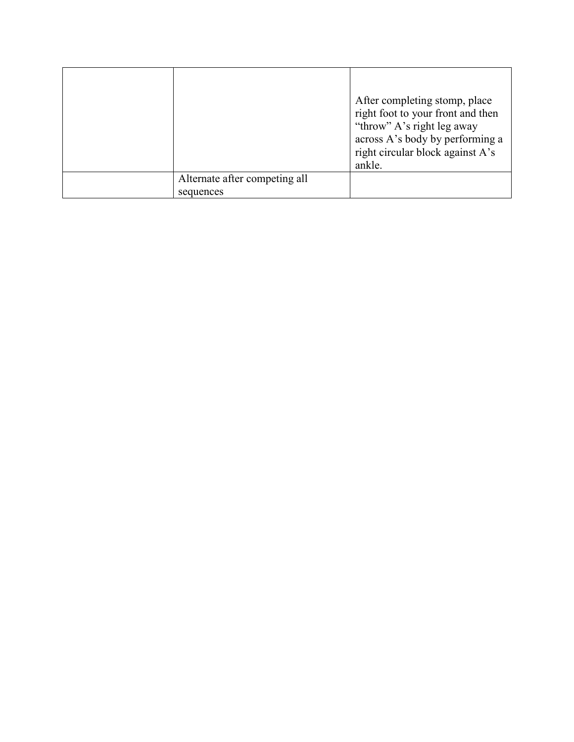| | | |
|---|---|---|
| | | After completing stomp, place right foot to your front and then "throw" A's right leg away across A's body by performing a right circular block against A's ankle. |
| | Alternate after competing all sequences | |